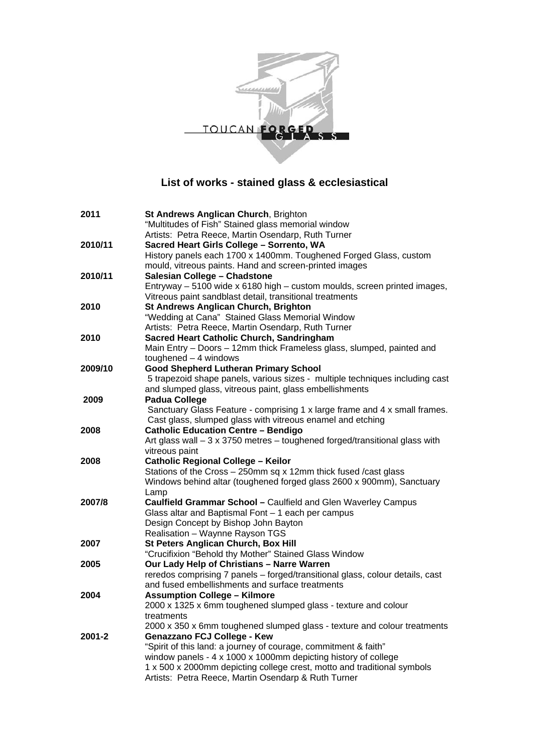TOUCAN FORGED GLASS

## List of works - stained glass & ecclesiastical

| | |
|---|---|
| **2011** | **St Andrews Anglican Church**, Brighton<br>"Multitudes of Fish" Stained glass memorial window<br>Artists: Petra Reece, Martin Osendarp, Ruth Turner |
| **2010/11** | **Sacred Heart Girls College – Sorrento, WA**<br>History panels each 1700 x 1400mm. Toughened Forged Glass, custom mould, vitreous paints. Hand and screen-printed images |
| **2010/11** | **Salesian College – Chadstone**<br>Entryway – 5100 wide x 6180 high – custom moulds, screen printed images, Vitreous paint sandblast detail, transitional treatments |
| **2010** | **St Andrews Anglican Church, Brighton**<br>"Wedding at Cana" Stained Glass Memorial Window<br>Artists: Petra Reece, Martin Osendarp, Ruth Turner |
| **2010** | **Sacred Heart Catholic Church, Sandringham**<br>Main Entry – Doors – 12mm thick Frameless glass, slumped, painted and toughened – 4 windows |
| **2009/10** | **Good Shepherd Lutheran Primary School**<br>5 trapezoid shape panels, various sizes - multiple techniques including cast and slumped glass, vitreous paint, glass embellishments |
| **2009** | **Padua College**<br>Sanctuary Glass Feature - comprising 1 x large frame and 4 x small frames. Cast glass, slumped glass with vitreous enamel and etching |
| **2008** | **Catholic Education Centre – Bendigo**<br>Art glass wall – 3 x 3750 metres – toughened forged/transitional glass with vitreous paint |
| **2008** | **Catholic Regional College – Keilor**<br>Stations of the Cross – 250mm sq x 12mm thick fused /cast glass<br>Windows behind altar (toughened forged glass 2600 x 900mm), Sanctuary Lamp |
| **2007/8** | **Caulfield Grammar School –** Caulfield and Glen Waverley Campus<br>Glass altar and Baptismal Font – 1 each per campus<br>Design Concept by Bishop John Bayton<br>Realisation – Waynne Rayson TGS |
| **2007** | **St Peters Anglican Church, Box Hill**<br>"Crucifixion "Behold thy Mother" Stained Glass Window |
| **2005** | **Our Lady Help of Christians – Narre Warren**<br>reredos comprising 7 panels – forged/transitional glass, colour details, cast and fused embellishments and surface treatments |
| **2004** | **Assumption College – Kilmore**<br>2000 x 1325 x 6mm toughened slumped glass - texture and colour treatments<br>2000 x 350 x 6mm toughened slumped glass - texture and colour treatments |
| **2001-2** | **Genazzano FCJ College - Kew**<br>"Spirit of this land: a journey of courage, commitment & faith"<br>window panels - 4 x 1000 x 1000mm depicting history of college<br>1 x 500 x 2000mm depicting college crest, motto and traditional symbols<br>Artists: Petra Reece, Martin Osendarp & Ruth Turner |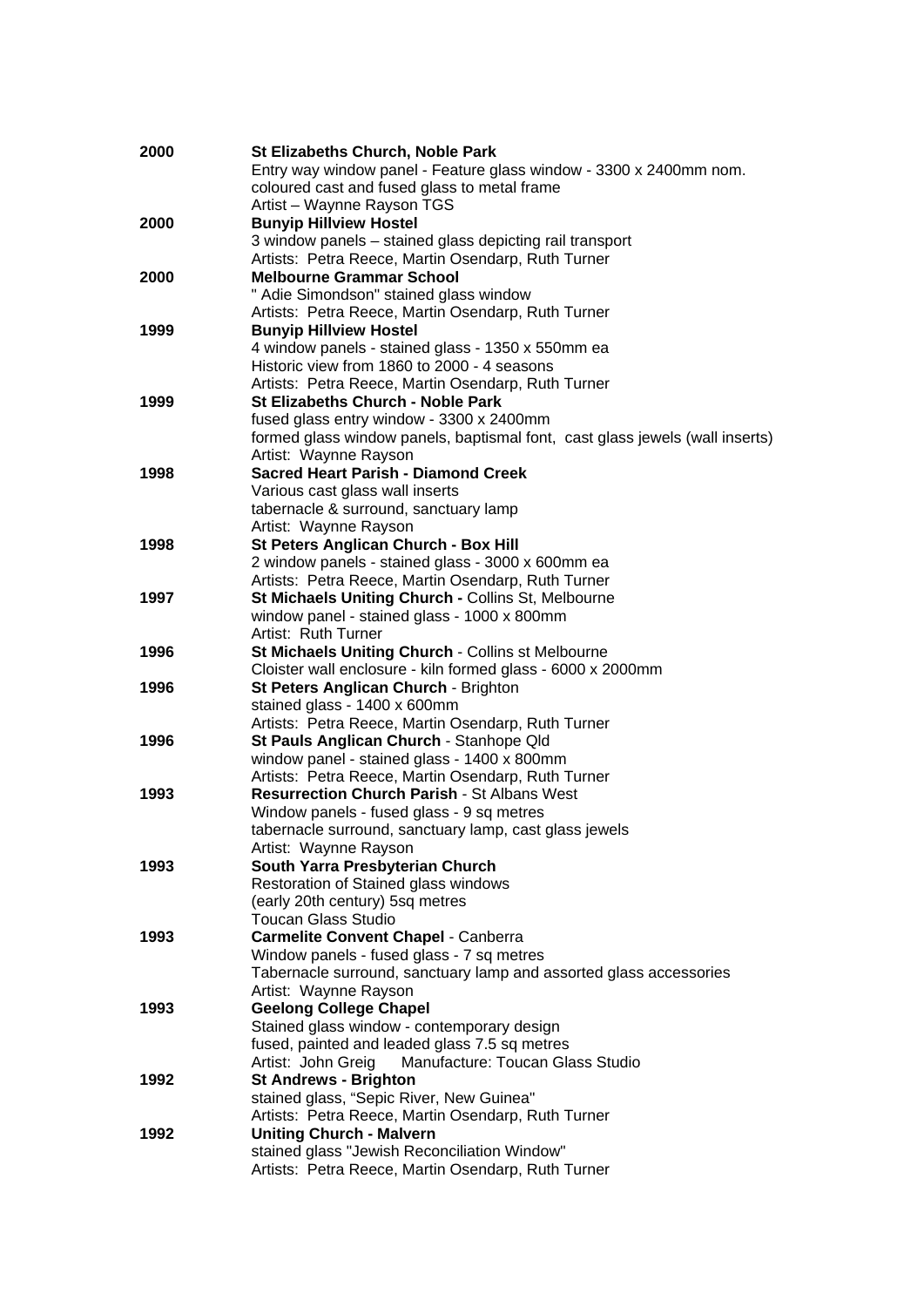**2000** **St Elizabeths Church, Noble Park**
Entry way window panel - Feature glass window - 3300 x 2400mm nom.
coloured cast and fused glass to metal frame
Artist – Waynne Rayson TGS

**2000** **Bunyip Hillview Hostel**
3 window panels – stained glass depicting rail transport
Artists: Petra Reece, Martin Osendarp, Ruth Turner

**2000** **Melbourne Grammar School**
" Adie Simondson" stained glass window
Artists: Petra Reece, Martin Osendarp, Ruth Turner

**1999** **Bunyip Hillview Hostel**
4 window panels - stained glass - 1350 x 550mm ea
Historic view from 1860 to 2000 - 4 seasons
Artists: Petra Reece, Martin Osendarp, Ruth Turner

**1999** **St Elizabeths Church - Noble Park**
fused glass entry window - 3300 x 2400mm
formed glass window panels, baptismal font, cast glass jewels (wall inserts)
Artist: Waynne Rayson

**1998** **Sacred Heart Parish - Diamond Creek**
Various cast glass wall inserts
tabernacle & surround, sanctuary lamp
Artist: Waynne Rayson

**1998** **St Peters Anglican Church - Box Hill**
2 window panels - stained glass - 3000 x 600mm ea
Artists: Petra Reece, Martin Osendarp, Ruth Turner

**1997** **St Michaels Uniting Church -** Collins St, Melbourne
window panel - stained glass - 1000 x 800mm
Artist: Ruth Turner

**1996** **St Michaels Uniting Church** - Collins st Melbourne
Cloister wall enclosure - kiln formed glass - 6000 x 2000mm

**1996** **St Peters Anglican Church** - Brighton
stained glass - 1400 x 600mm
Artists: Petra Reece, Martin Osendarp, Ruth Turner

**1996** **St Pauls Anglican Church** - Stanhope Qld
window panel - stained glass - 1400 x 800mm
Artists: Petra Reece, Martin Osendarp, Ruth Turner

**1993** **Resurrection Church Parish** - St Albans West
Window panels - fused glass - 9 sq metres
tabernacle surround, sanctuary lamp, cast glass jewels
Artist: Waynne Rayson

**1993** **South Yarra Presbyterian Church**
Restoration of Stained glass windows
(early 20th century) 5sq metres
Toucan Glass Studio

**1993** **Carmelite Convent Chapel** - Canberra
Window panels - fused glass - 7 sq metres
Tabernacle surround, sanctuary lamp and assorted glass accessories
Artist: Waynne Rayson

**1993** **Geelong College Chapel**
Stained glass window - contemporary design
fused, painted and leaded glass 7.5 sq metres
Artist: John Greig Manufacture: Toucan Glass Studio

**1992** **St Andrews - Brighton**
stained glass, "Sepic River, New Guinea"
Artists: Petra Reece, Martin Osendarp, Ruth Turner

**1992** **Uniting Church - Malvern**
stained glass "Jewish Reconciliation Window"
Artists: Petra Reece, Martin Osendarp, Ruth Turner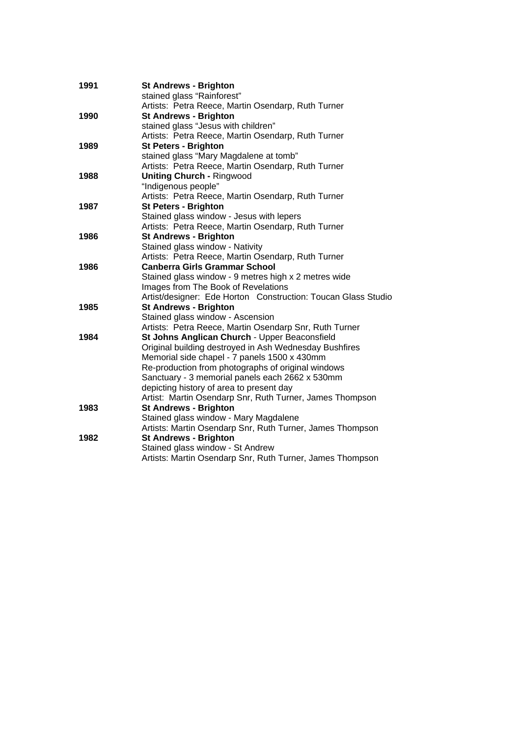| | |
|---|---|
| **1991** | **St Andrews - Brighton**<br>stained glass "Rainforest"<br>Artists: Petra Reece, Martin Osendarp, Ruth Turner |
| **1990** | **St Andrews - Brighton**<br>stained glass "Jesus with children"<br>Artists: Petra Reece, Martin Osendarp, Ruth Turner |
| **1989** | **St Peters - Brighton**<br>stained glass "Mary Magdalene at tomb"<br>Artists: Petra Reece, Martin Osendarp, Ruth Turner |
| **1988** | **Uniting Church -** Ringwood<br>"Indigenous people"<br>Artists: Petra Reece, Martin Osendarp, Ruth Turner |
| **1987** | **St Peters - Brighton**<br>Stained glass window - Jesus with lepers<br>Artists: Petra Reece, Martin Osendarp, Ruth Turner |
| **1986** | **St Andrews - Brighton**<br>Stained glass window - Nativity<br>Artists: Petra Reece, Martin Osendarp, Ruth Turner |
| **1986** | **Canberra Girls Grammar School**<br>Stained glass window - 9 metres high x 2 metres wide<br>Images from The Book of Revelations<br>Artist/designer: Ede Horton Construction: Toucan Glass Studio |
| **1985** | **St Andrews - Brighton**<br>Stained glass window - Ascension<br>Artists: Petra Reece, Martin Osendarp Snr, Ruth Turner |
| **1984** | **St Johns Anglican Church** - Upper Beaconsfield<br>Original building destroyed in Ash Wednesday Bushfires<br>Memorial side chapel - 7 panels 1500 x 430mm<br>Re-production from photographs of original windows<br>Sanctuary - 3 memorial panels each 2662 x 530mm<br>depicting history of area to present day<br>Artist: Martin Osendarp Snr, Ruth Turner, James Thompson |
| **1983** | **St Andrews - Brighton**<br>Stained glass window - Mary Magdalene<br>Artists: Martin Osendarp Snr, Ruth Turner, James Thompson |
| **1982** | **St Andrews - Brighton**<br>Stained glass window - St Andrew<br>Artists: Martin Osendarp Snr, Ruth Turner, James Thompson |